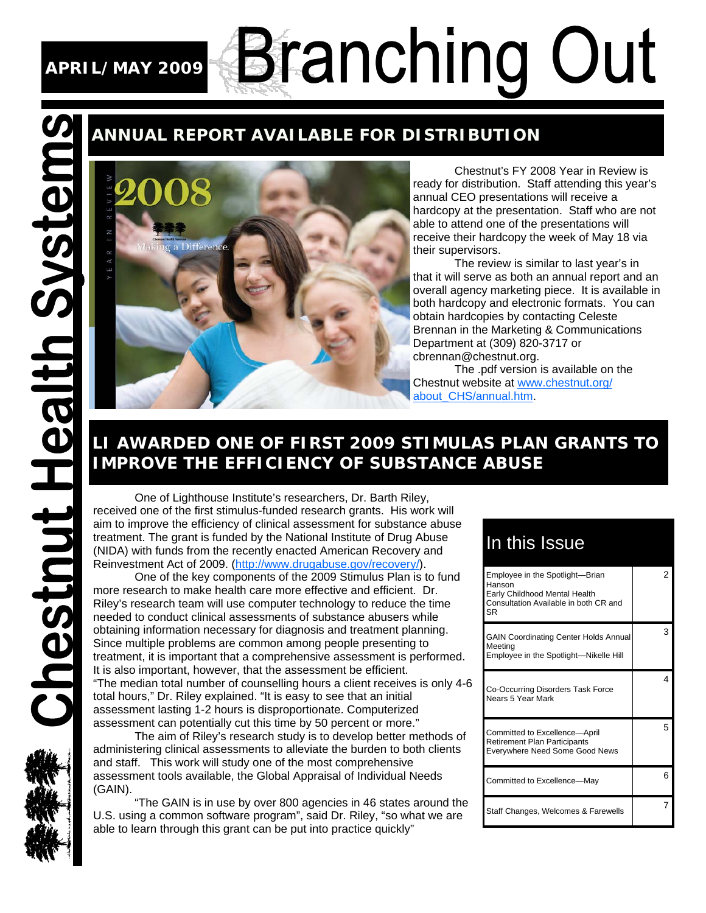# Branching Out

APRIL/MAY 2009

Chestnut Health Systems

## ANNUAL REPORT AVAILABLE FOR DISTRIBUTION

Chestnut's FY 2008 Year in Review is ready for distribution. Staff attending this year's annual CEO presentations will receive a hardcopy at the presentation. Staff who are not able to attend one of the presentations will receive their hardcopy the week of May 18 via their supervisors.

The review is similar to last year's in that it will serve as both an annual report and an overall agency marketing piece. It is available in both hardcopy and electronic formats. You can obtain hardcopies by contacting Celeste Brennan in the Marketing & Communications Department at (309) 820-3717 or cbrennan@chestnut.org.

The .pdf version is available on the Chestnut website at www.chestnut.org/about_CHS/annual.htm.

## LI AWARDED ONE OF FIRST 2009 STIMULAS PLAN GRANTS TO IMPROVE THE EFFICIENCY OF SUBSTANCE ABUSE

One of Lighthouse Institute's researchers, Dr. Barth Riley, received one of the first stimulus-funded research grants. His work will aim to improve the efficiency of clinical assessment for substance abuse treatment. The grant is funded by the National Institute of Drug Abuse (NIDA) with funds from the recently enacted American Recovery and Reinvestment Act of 2009. (http://www.drugabuse.gov/recovery/).

One of the key components of the 2009 Stimulus Plan is to fund more research to make health care more effective and efficient. Dr. Riley's research team will use computer technology to reduce the time needed to conduct clinical assessments of substance abusers while obtaining information necessary for diagnosis and treatment planning. Since multiple problems are common among people presenting to treatment, it is important that a comprehensive assessment is performed. It is also important, however, that the assessment be efficient. "The median total number of counselling hours a client receives is only 4-6 total hours," Dr. Riley explained. "It is easy to see that an initial assessment lasting 1-2 hours is disproportionate. Computerized assessment can potentially cut this time by 50 percent or more."

The aim of Riley's research study is to develop better methods of administering clinical assessments to alleviate the burden to both clients and staff. This work will study one of the most comprehensive assessment tools available, the Global Appraisal of Individual Needs (GAIN).

"The GAIN is in use by over 800 agencies in 46 states around the U.S. using a common software program", said Dr. Riley, "so what we are able to learn through this grant can be put into practice quickly"

### In this Issue

| Article | Page |
|---|---|
| Employee in the Spotlight—Brian Hanson; Early Childhood Mental Health Consultation Available in both CR and SR | 2 |
| GAIN Coordinating Center Holds Annual Meeting; Employee in the Spotlight—Nikelle Hill | 3 |
| Co-Occurring Disorders Task Force Nears 5 Year Mark | 4 |
| Committed to Excellence—April; Retirement Plan Participants Everywhere Need Some Good News | 5 |
| Committed to Excellence—May | 6 |
| Staff Changes, Welcomes & Farewells | 7 |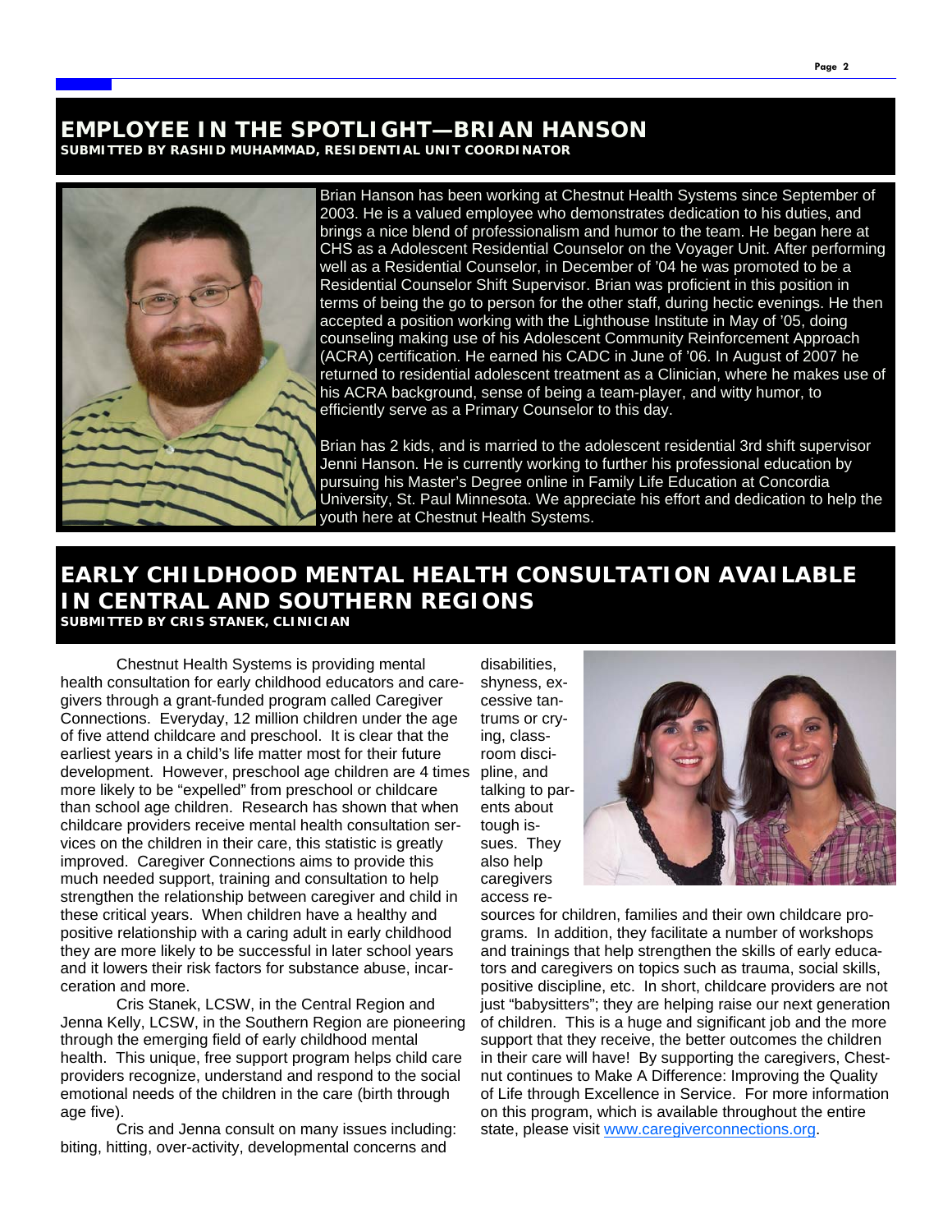## EMPLOYEE IN THE SPOTLIGHT—BRIAN HANSON

**SUBMITTED BY RASHID MUHAMMAD, RESIDENTIAL UNIT COORDINATOR**

Brian Hanson has been working at Chestnut Health Systems since September of 2003. He is a valued employee who demonstrates dedication to his duties, and brings a nice blend of professionalism and humor to the team. He began here at CHS as a Adolescent Residential Counselor on the Voyager Unit. After performing well as a Residential Counselor, in December of '04 he was promoted to be a Residential Counselor Shift Supervisor. Brian was proficient in this position in terms of being the go to person for the other staff, during hectic evenings. He then accepted a position working with the Lighthouse Institute in May of '05, doing counseling making use of his Adolescent Community Reinforcement Approach (ACRA) certification. He earned his CADC in June of '06. In August of 2007 he returned to residential adolescent treatment as a Clinician, where he makes use of his ACRA background, sense of being a team-player, and witty humor, to efficiently serve as a Primary Counselor to this day.

Brian has 2 kids, and is married to the adolescent residential 3rd shift supervisor Jenni Hanson. He is currently working to further his professional education by pursuing his Master's Degree online in Family Life Education at Concordia University, St. Paul Minnesota. We appreciate his effort and dedication to help the youth here at Chestnut Health Systems.

## EARLY CHILDHOOD MENTAL HEALTH CONSULTATION AVAILABLE IN CENTRAL AND SOUTHERN REGIONS

**SUBMITTED BY CRIS STANEK, CLINICIAN**

Chestnut Health Systems is providing mental health consultation for early childhood educators and caregivers through a grant-funded program called Caregiver Connections. Everyday, 12 million children under the age of five attend childcare and preschool. It is clear that the earliest years in a child's life matter most for their future development. However, preschool age children are 4 times more likely to be "expelled" from preschool or childcare than school age children. Research has shown that when childcare providers receive mental health consultation services on the children in their care, this statistic is greatly improved. Caregiver Connections aims to provide this much needed support, training and consultation to help strengthen the relationship between caregiver and child in these critical years. When children have a healthy and positive relationship with a caring adult in early childhood they are more likely to be successful in later school years and it lowers their risk factors for substance abuse, incarceration and more.

Cris Stanek, LCSW, in the Central Region and Jenna Kelly, LCSW, in the Southern Region are pioneering through the emerging field of early childhood mental health. This unique, free support program helps child care providers recognize, understand and respond to the social emotional needs of the children in the care (birth through age five).

Cris and Jenna consult on many issues including: biting, hitting, over-activity, developmental concerns and disabilities, shyness, excessive tantrums or crying, classroom discipline, and talking to parents about tough issues. They also help caregivers access resources for children, families and their own childcare programs. In addition, they facilitate a number of workshops and trainings that help strengthen the skills of early educators and caregivers on topics such as trauma, social skills, positive discipline, etc. In short, childcare providers are not just "babysitters"; they are helping raise our next generation of children. This is a huge and significant job and the more support that they receive, the better outcomes the children in their care will have! By supporting the caregivers, Chestnut continues to Make A Difference: Improving the Quality of Life through Excellence in Service. For more information on this program, which is available throughout the entire state, please visit www.caregiverconnections.org.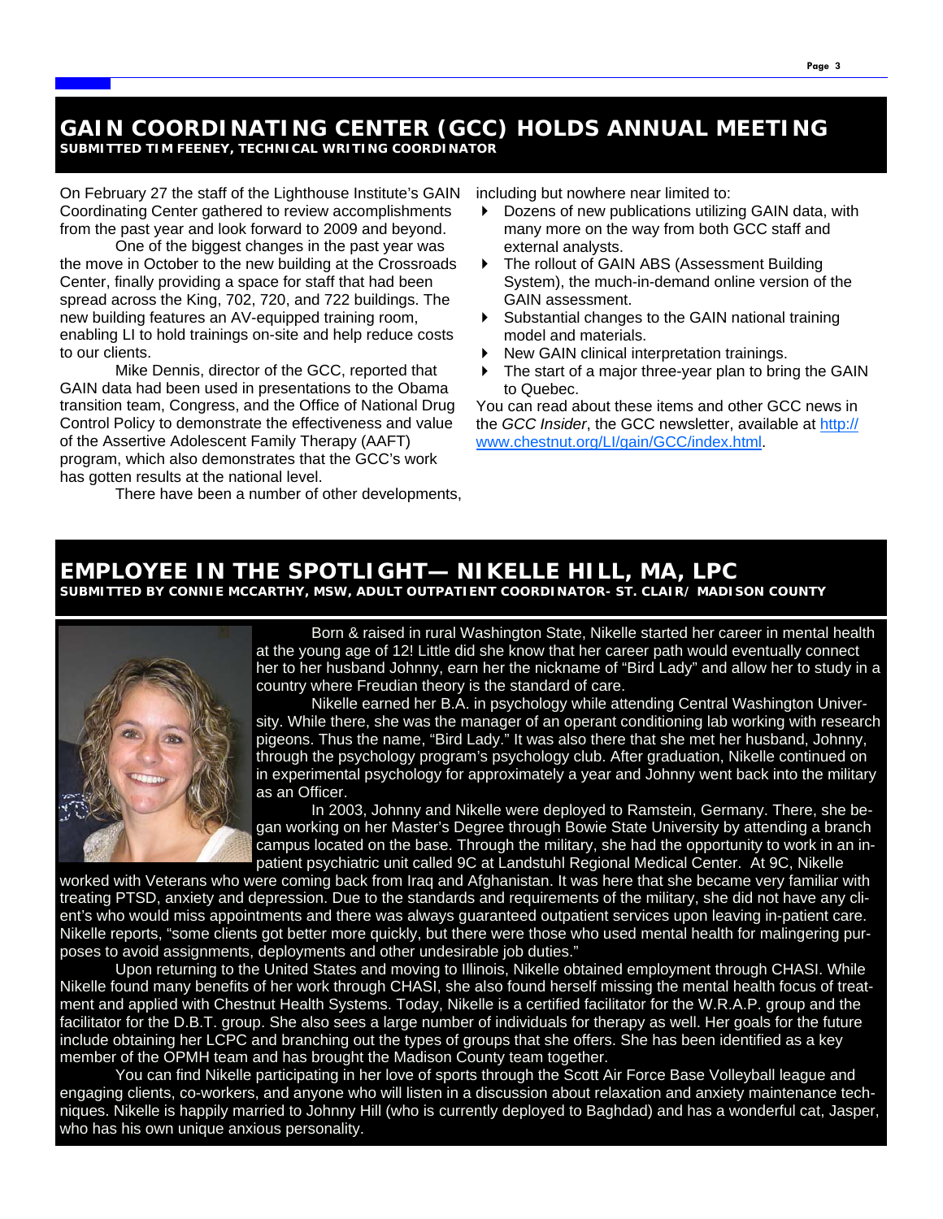## GAIN COORDINATING CENTER (GCC) HOLDS ANNUAL MEETING

**SUBMITTED TIM FEENEY, TECHNICAL WRITING COORDINATOR**

On February 27 the staff of the Lighthouse Institute's GAIN Coordinating Center gathered to review accomplishments from the past year and look forward to 2009 and beyond.

One of the biggest changes in the past year was the move in October to the new building at the Crossroads Center, finally providing a space for staff that had been spread across the King, 702, 720, and 722 buildings. The new building features an AV-equipped training room, enabling LI to hold trainings on-site and help reduce costs to our clients.

Mike Dennis, director of the GCC, reported that GAIN data had been used in presentations to the Obama transition team, Congress, and the Office of National Drug Control Policy to demonstrate the effectiveness and value of the Assertive Adolescent Family Therapy (AAFT) program, which also demonstrates that the GCC's work has gotten results at the national level.

There have been a number of other developments, including but nowhere near limited to:

- Dozens of new publications utilizing GAIN data, with many more on the way from both GCC staff and external analysts.
- The rollout of GAIN ABS (Assessment Building System), the much-in-demand online version of the GAIN assessment.
- Substantial changes to the GAIN national training model and materials.
- New GAIN clinical interpretation trainings.
- The start of a major three-year plan to bring the GAIN to Quebec.

You can read about these items and other GCC news in the *GCC Insider*, the GCC newsletter, available at http://www.chestnut.org/LI/gain/GCC/index.html.

## EMPLOYEE IN THE SPOTLIGHT— NIKELLE HILL, MA, LPC

**SUBMITTED BY CONNIE MCCARTHY, MSW, ADULT OUTPATIENT COORDINATOR- ST. CLAIR/ MADISON COUNTY**

Born & raised in rural Washington State, Nikelle started her career in mental health at the young age of 12! Little did she know that her career path would eventually connect her to her husband Johnny, earn her the nickname of "Bird Lady" and allow her to study in a country where Freudian theory is the standard of care.

Nikelle earned her B.A. in psychology while attending Central Washington University. While there, she was the manager of an operant conditioning lab working with research pigeons. Thus the name, "Bird Lady." It was also there that she met her husband, Johnny, through the psychology program's psychology club. After graduation, Nikelle continued on in experimental psychology for approximately a year and Johnny went back into the military as an Officer.

In 2003, Johnny and Nikelle were deployed to Ramstein, Germany. There, she began working on her Master's Degree through Bowie State University by attending a branch campus located on the base. Through the military, she had the opportunity to work in an in-patient psychiatric unit called 9C at Landstuhl Regional Medical Center. At 9C, Nikelle worked with Veterans who were coming back from Iraq and Afghanistan. It was here that she became very familiar with treating PTSD, anxiety and depression. Due to the standards and requirements of the military, she did not have any client's who would miss appointments and there was always guaranteed outpatient services upon leaving in-patient care. Nikelle reports, "some clients got better more quickly, but there were those who used mental health for malingering purposes to avoid assignments, deployments and other undesirable job duties."

Upon returning to the United States and moving to Illinois, Nikelle obtained employment through CHASI. While Nikelle found many benefits of her work through CHASI, she also found herself missing the mental health focus of treatment and applied with Chestnut Health Systems. Today, Nikelle is a certified facilitator for the W.R.A.P. group and the facilitator for the D.B.T. group. She also sees a large number of individuals for therapy as well. Her goals for the future include obtaining her LCPC and branching out the types of groups that she offers. She has been identified as a key member of the OPMH team and has brought the Madison County team together.

You can find Nikelle participating in her love of sports through the Scott Air Force Base Volleyball league and engaging clients, co-workers, and anyone who will listen in a discussion about relaxation and anxiety maintenance techniques. Nikelle is happily married to Johnny Hill (who is currently deployed to Baghdad) and has a wonderful cat, Jasper, who has his own unique anxious personality.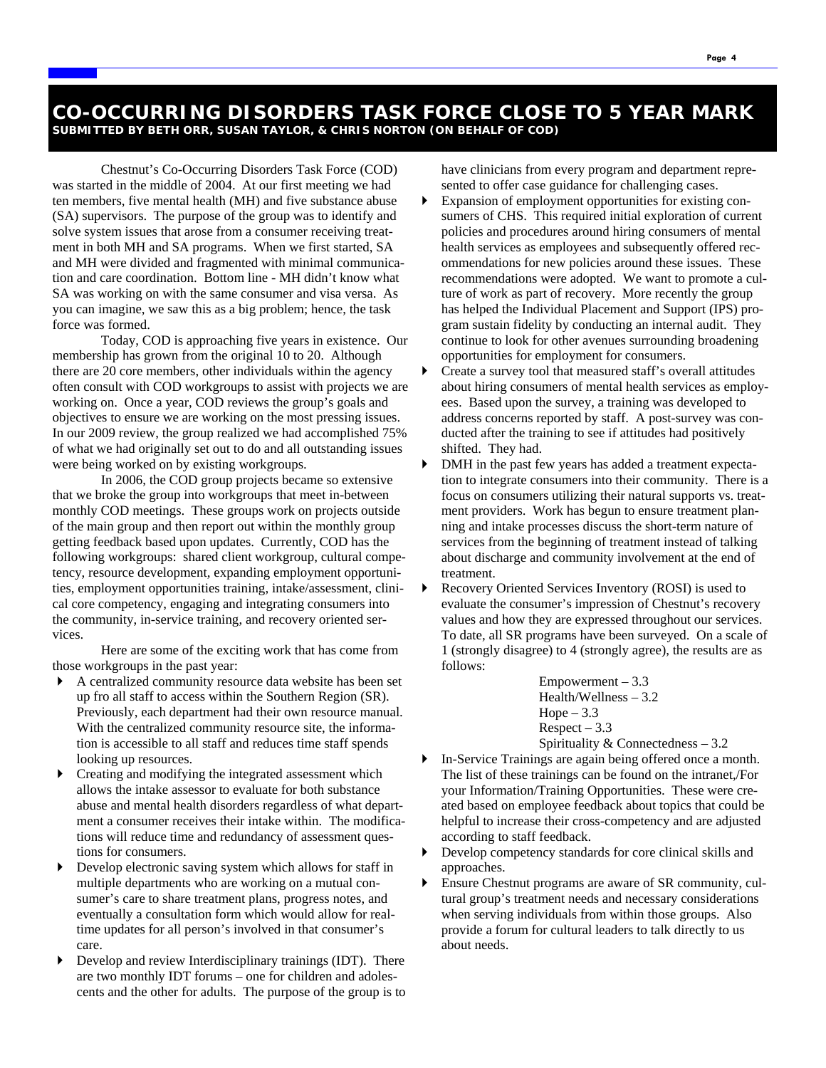# CO-OCCURRING DISORDERS TASK FORCE CLOSE TO 5 YEAR MARK

**SUBMITTED BY BETH ORR, SUSAN TAYLOR, & CHRIS NORTON (ON BEHALF OF COD)**

Chestnut's Co-Occurring Disorders Task Force (COD) was started in the middle of 2004. At our first meeting we had ten members, five mental health (MH) and five substance abuse (SA) supervisors. The purpose of the group was to identify and solve system issues that arose from a consumer receiving treatment in both MH and SA programs. When we first started, SA and MH were divided and fragmented with minimal communication and care coordination. Bottom line - MH didn't know what SA was working on with the same consumer and visa versa. As you can imagine, we saw this as a big problem; hence, the task force was formed.

Today, COD is approaching five years in existence. Our membership has grown from the original 10 to 20. Although there are 20 core members, other individuals within the agency often consult with COD workgroups to assist with projects we are working on. Once a year, COD reviews the group's goals and objectives to ensure we are working on the most pressing issues. In our 2009 review, the group realized we had accomplished 75% of what we had originally set out to do and all outstanding issues were being worked on by existing workgroups.

In 2006, the COD group projects became so extensive that we broke the group into workgroups that meet in-between monthly COD meetings. These groups work on projects outside of the main group and then report out within the monthly group getting feedback based upon updates. Currently, COD has the following workgroups: shared client workgroup, cultural competency, resource development, expanding employment opportunities, employment opportunities training, intake/assessment, clinical core competency, engaging and integrating consumers into the community, in-service training, and recovery oriented services.

Here are some of the exciting work that has come from those workgroups in the past year:

- A centralized community resource data website has been set up fro all staff to access within the Southern Region (SR). Previously, each department had their own resource manual. With the centralized community resource site, the information is accessible to all staff and reduces time staff spends looking up resources.
- Creating and modifying the integrated assessment which allows the intake assessor to evaluate for both substance abuse and mental health disorders regardless of what department a consumer receives their intake within. The modifications will reduce time and redundancy of assessment questions for consumers.
- Develop electronic saving system which allows for staff in multiple departments who are working on a mutual consumer's care to share treatment plans, progress notes, and eventually a consultation form which would allow for real-time updates for all person's involved in that consumer's care.
- Develop and review Interdisciplinary trainings (IDT). There are two monthly IDT forums – one for children and adolescents and the other for adults. The purpose of the group is to have clinicians from every program and department represented to offer case guidance for challenging cases.
- Expansion of employment opportunities for existing consumers of CHS. This required initial exploration of current policies and procedures around hiring consumers of mental health services as employees and subsequently offered recommendations for new policies around these issues. These recommendations were adopted. We want to promote a culture of work as part of recovery. More recently the group has helped the Individual Placement and Support (IPS) program sustain fidelity by conducting an internal audit. They continue to look for other avenues surrounding broadening opportunities for employment for consumers.
- Create a survey tool that measured staff's overall attitudes about hiring consumers of mental health services as employees. Based upon the survey, a training was developed to address concerns reported by staff. A post-survey was conducted after the training to see if attitudes had positively shifted. They had.
- DMH in the past few years has added a treatment expectation to integrate consumers into their community. There is a focus on consumers utilizing their natural supports vs. treatment providers. Work has begun to ensure treatment planning and intake processes discuss the short-term nature of services from the beginning of treatment instead of talking about discharge and community involvement at the end of treatment.
- Recovery Oriented Services Inventory (ROSI) is used to evaluate the consumer's impression of Chestnut's recovery values and how they are expressed throughout our services. To date, all SR programs have been surveyed. On a scale of 1 (strongly disagree) to 4 (strongly agree), the results are as follows:

  Empowerment – 3.3
  Health/Wellness – 3.2
  Hope – 3.3
  Respect – 3.3
  Spirituality & Connectedness – 3.2
- In-Service Trainings are again being offered once a month. The list of these trainings can be found on the intranet,/For your Information/Training Opportunities. These were created based on employee feedback about topics that could be helpful to increase their cross-competency and are adjusted according to staff feedback.
- Develop competency standards for core clinical skills and approaches.
- Ensure Chestnut programs are aware of SR community, cultural group's treatment needs and necessary considerations when serving individuals from within those groups. Also provide a forum for cultural leaders to talk directly to us about needs.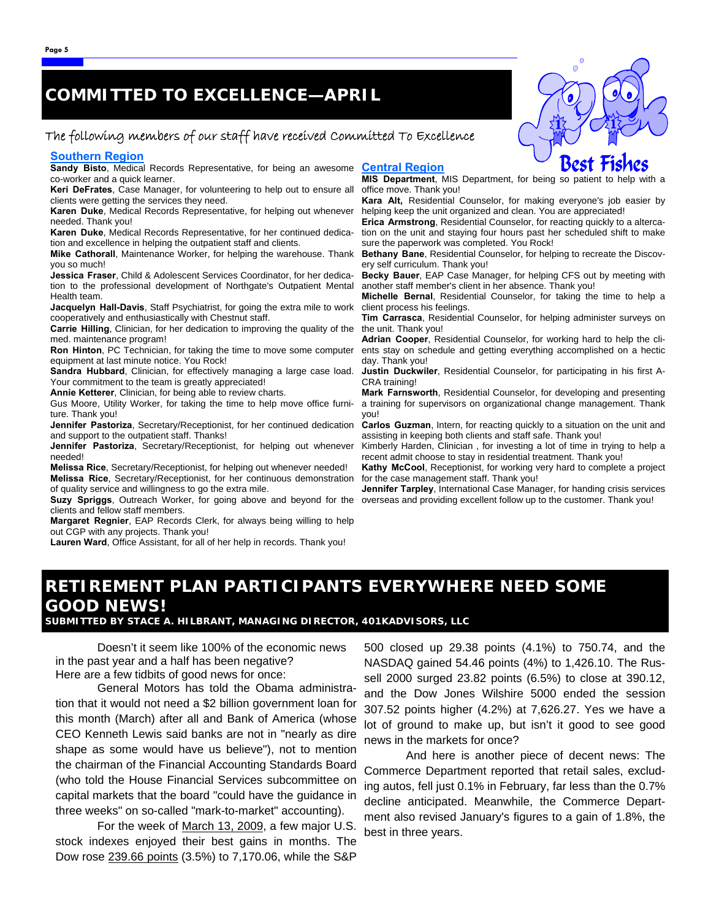## COMMITTED TO EXCELLENCE—APRIL

The following members of our staff have received Committed To Excellence

### Southern Region

**Sandy Bisto**, Medical Records Representative, for being an awesome co-worker and a quick learner.

**Keri DeFrates**, Case Manager, for volunteering to help out to ensure all clients were getting the services they need.

**Karen Duke**, Medical Records Representative, for helping out whenever needed. Thank you!

**Karen Duke**, Medical Records Representative, for her continued dedication and excellence in helping the outpatient staff and clients.

**Mike Cathorall**, Maintenance Worker, for helping the warehouse. Thank you so much!

**Jessica Fraser**, Child & Adolescent Services Coordinator, for her dedication to the professional development of Northgate's Outpatient Mental Health team.

**Jacquelyn Hall-Davis**, Staff Psychiatrist, for going the extra mile to work cooperatively and enthusiastically with Chestnut staff.

**Carrie Hilling**, Clinician, for her dedication to improving the quality of the med. maintenance program!

**Ron Hinton**, PC Technician, for taking the time to move some computer equipment at last minute notice. You Rock!

**Sandra Hubbard**, Clinician, for effectively managing a large case load. Your commitment to the team is greatly appreciated!

**Annie Ketterer**, Clinician, for being able to review charts.

Gus Moore, Utility Worker, for taking the time to help move office furniture. Thank you!

**Jennifer Pastoriza**, Secretary/Receptionist, for her continued dedication and support to the outpatient staff. Thanks!

**Jennifer Pastoriza**, Secretary/Receptionist, for helping out whenever needed!

**Melissa Rice**, Secretary/Receptionist, for helping out whenever needed!

**Melissa Rice**, Secretary/Receptionist, for her continuous demonstration of quality service and willingness to go the extra mile.

**Suzy Spriggs**, Outreach Worker, for going above and beyond for the clients and fellow staff members.

**Margaret Regnier**, EAP Records Clerk, for always being willing to help out CGP with any projects. Thank you!

**Lauren Ward**, Office Assistant, for all of her help in records. Thank you!

### Central Region

**MIS Department**, MIS Department, for being so patient to help with a office move. Thank you!

**Kara Alt,** Residential Counselor, for making everyone's job easier by helping keep the unit organized and clean. You are appreciated!

**Erica Armstrong**, Residential Counselor, for reacting quickly to a altercation on the unit and staying four hours past her scheduled shift to make sure the paperwork was completed. You Rock!

**Bethany Bane**, Residential Counselor, for helping to recreate the Discovery self curriculum. Thank you!

**Becky Bauer**, EAP Case Manager, for helping CFS out by meeting with another staff member's client in her absence. Thank you!

**Michelle Bernal**, Residential Counselor, for taking the time to help a client process his feelings.

**Tim Carrasca**, Residential Counselor, for helping administer surveys on the unit. Thank you!

**Adrian Cooper**, Residential Counselor, for working hard to help the clients stay on schedule and getting everything accomplished on a hectic day. Thank you!

**Justin Duckwiler**, Residential Counselor, for participating in his first A-CRA training!

**Mark Farnsworth**, Residential Counselor, for developing and presenting a training for supervisors on organizational change management. Thank you!

**Carlos Guzman**, Intern, for reacting quickly to a situation on the unit and assisting in keeping both clients and staff safe. Thank you!

Kimberly Harden, Clinician , for investing a lot of time in trying to help a recent admit choose to stay in residential treatment. Thank you!

**Kathy McCool**, Receptionist, for working very hard to complete a project for the case management staff. Thank you!

**Jennifer Tarpley**, International Case Manager, for handing crisis services overseas and providing excellent follow up to the customer. Thank you!

Best Fishes

## RETIREMENT PLAN PARTICIPANTS EVERYWHERE NEED SOME GOOD NEWS!

**SUBMITTED BY STACE A. HILBRANT, MANAGING DIRECTOR, 401KADVISORS, LLC**

Doesn't it seem like 100% of the economic news in the past year and a half has been negative? Here are a few tidbits of good news for once:

General Motors has told the Obama administration that it would not need a $2 billion government loan for this month (March) after all and Bank of America (whose CEO Kenneth Lewis said banks are not in "nearly as dire shape as some would have us believe"), not to mention the chairman of the Financial Accounting Standards Board (who told the House Financial Services subcommittee on capital markets that the board "could have the guidance in three weeks" on so-called "mark-to-market" accounting).

For the week of March 13, 2009, a few major U.S. stock indexes enjoyed their best gains in months. The Dow rose 239.66 points (3.5%) to 7,170.06, while the S&P 500 closed up 29.38 points (4.1%) to 750.74, and the NASDAQ gained 54.46 points (4%) to 1,426.10. The Russell 2000 surged 23.82 points (6.5%) to close at 390.12, and the Dow Jones Wilshire 5000 ended the session 307.52 points higher (4.2%) at 7,626.27. Yes we have a lot of ground to make up, but isn't it good to see good news in the markets for once?

And here is another piece of decent news: The Commerce Department reported that retail sales, excluding autos, fell just 0.1% in February, far less than the 0.7% decline anticipated. Meanwhile, the Commerce Department also revised January's figures to a gain of 1.8%, the best in three years.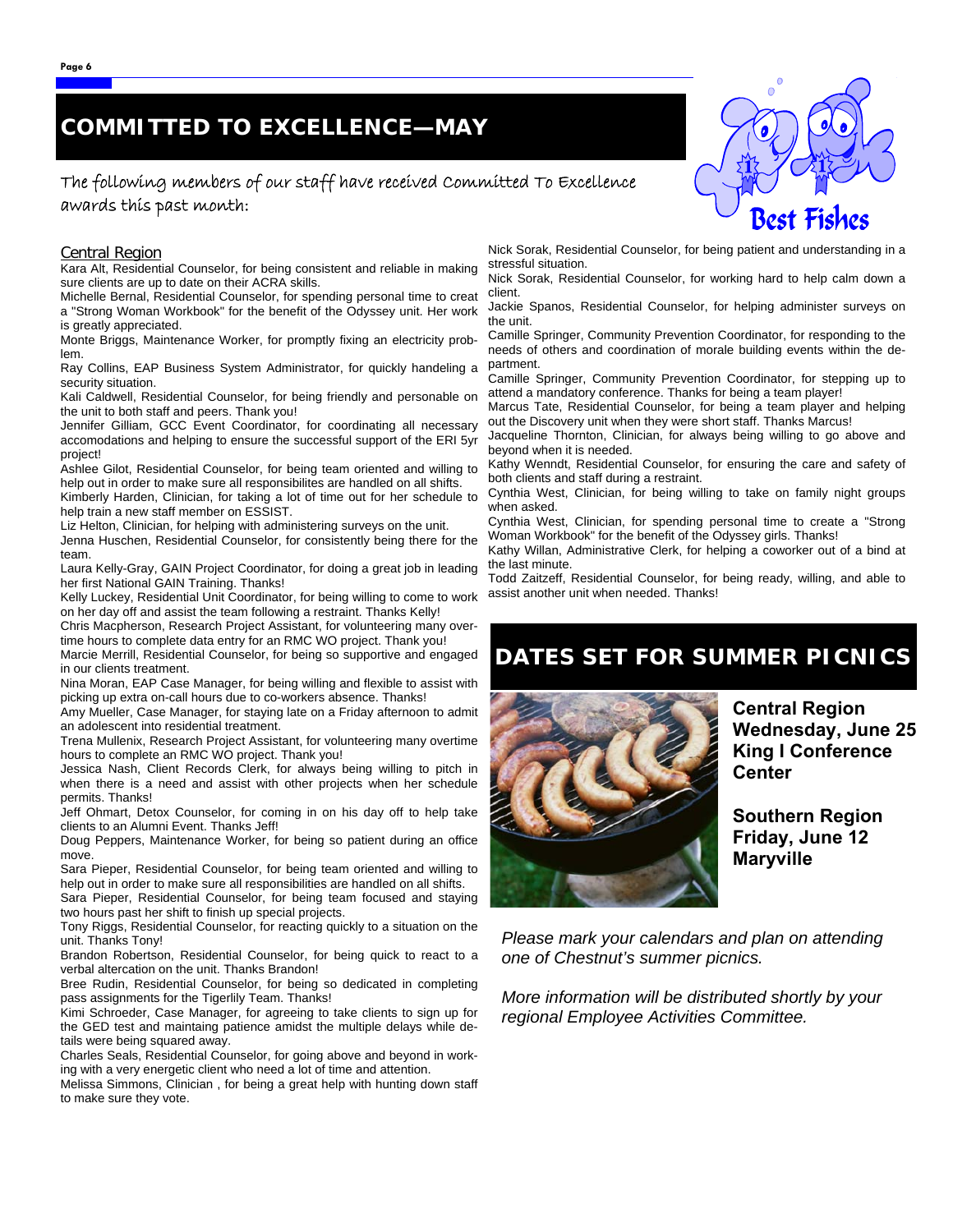# COMMITTED TO EXCELLENCE—MAY

The following members of our staff have received Committed To Excellence awards this past month:

Best Fishes

## Central Region

Kara Alt, Residential Counselor, for being consistent and reliable in making sure clients are up to date on their ACRA skills.

Michelle Bernal, Residential Counselor, for spending personal time to creat a "Strong Woman Workbook" for the benefit of the Odyssey unit. Her work is greatly appreciated.

Monte Briggs, Maintenance Worker, for promptly fixing an electricity problem.

Ray Collins, EAP Business System Administrator, for quickly handeling a security situation.

Kali Caldwell, Residential Counselor, for being friendly and personable on the unit to both staff and peers. Thank you!

Jennifer Gilliam, GCC Event Coordinator, for coordinating all necessary accomodations and helping to ensure the successful support of the ERI 5yr project!

Ashlee Gilot, Residential Counselor, for being team oriented and willing to help out in order to make sure all responsibilites are handled on all shifts.

Kimberly Harden, Clinician, for taking a lot of time out for her schedule to help train a new staff member on ESSIST.

Liz Helton, Clinician, for helping with administering surveys on the unit.

Jenna Huschen, Residential Counselor, for consistently being there for the team.

Laura Kelly-Gray, GAIN Project Coordinator, for doing a great job in leading her first National GAIN Training. Thanks!

Kelly Luckey, Residential Unit Coordinator, for being willing to come to work on her day off and assist the team following a restraint. Thanks Kelly!

Chris Macpherson, Research Project Assistant, for volunteering many overtime hours to complete data entry for an RMC WO project. Thank you!

Marcie Merrill, Residential Counselor, for being so supportive and engaged in our clients treatment.

Nina Moran, EAP Case Manager, for being willing and flexible to assist with picking up extra on-call hours due to co-workers absence. Thanks!

Amy Mueller, Case Manager, for staying late on a Friday afternoon to admit an adolescent into residential treatment.

Trena Mullenix, Research Project Assistant, for volunteering many overtime hours to complete an RMC WO project. Thank you!

Jessica Nash, Client Records Clerk, for always being willing to pitch in when there is a need and assist with other projects when her schedule permits. Thanks!

Jeff Ohmart, Detox Counselor, for coming in on his day off to help take clients to an Alumni Event. Thanks Jeff!

Doug Peppers, Maintenance Worker, for being so patient during an office move.

Sara Pieper, Residential Counselor, for being team oriented and willing to help out in order to make sure all responsibilities are handled on all shifts.

Sara Pieper, Residential Counselor, for being team focused and staying two hours past her shift to finish up special projects.

Tony Riggs, Residential Counselor, for reacting quickly to a situation on the unit. Thanks Tony!

Brandon Robertson, Residential Counselor, for being quick to react to a verbal altercation on the unit. Thanks Brandon!

Bree Rudin, Residential Counselor, for being so dedicated in completing pass assignments for the Tigerlily Team. Thanks!

Kimi Schroeder, Case Manager, for agreeing to take clients to sign up for the GED test and maintaing patience amidst the multiple delays while details were being squared away.

Charles Seals, Residential Counselor, for going above and beyond in working with a very energetic client who need a lot of time and attention.

Melissa Simmons, Clinician , for being a great help with hunting down staff to make sure they vote.

Nick Sorak, Residential Counselor, for being patient and understanding in a stressful situation.

Nick Sorak, Residential Counselor, for working hard to help calm down a client.

Jackie Spanos, Residential Counselor, for helping administer surveys on the unit.

Camille Springer, Community Prevention Coordinator, for responding to the needs of others and coordination of morale building events within the department.

Camille Springer, Community Prevention Coordinator, for stepping up to attend a mandatory conference. Thanks for being a team player!

Marcus Tate, Residential Counselor, for being a team player and helping out the Discovery unit when they were short staff. Thanks Marcus!

Jacqueline Thornton, Clinician, for always being willing to go above and beyond when it is needed.

Kathy Wenndt, Residential Counselor, for ensuring the care and safety of both clients and staff during a restraint.

Cynthia West, Clinician, for being willing to take on family night groups when asked.

Cynthia West, Clinician, for spending personal time to create a "Strong Woman Workbook" for the benefit of the Odyssey girls. Thanks!

Kathy Willan, Administrative Clerk, for helping a coworker out of a bind at the last minute.

Todd Zaitzeff, Residential Counselor, for being ready, willing, and able to assist another unit when needed. Thanks!

# DATES SET FOR SUMMER PICNICS

**Central Region**
**Wednesday, June 25**
**King I Conference Center**

**Southern Region**
**Friday, June 12**
**Maryville**

*Please mark your calendars and plan on attending one of Chestnut's summer picnics.*

*More information will be distributed shortly by your regional Employee Activities Committee.*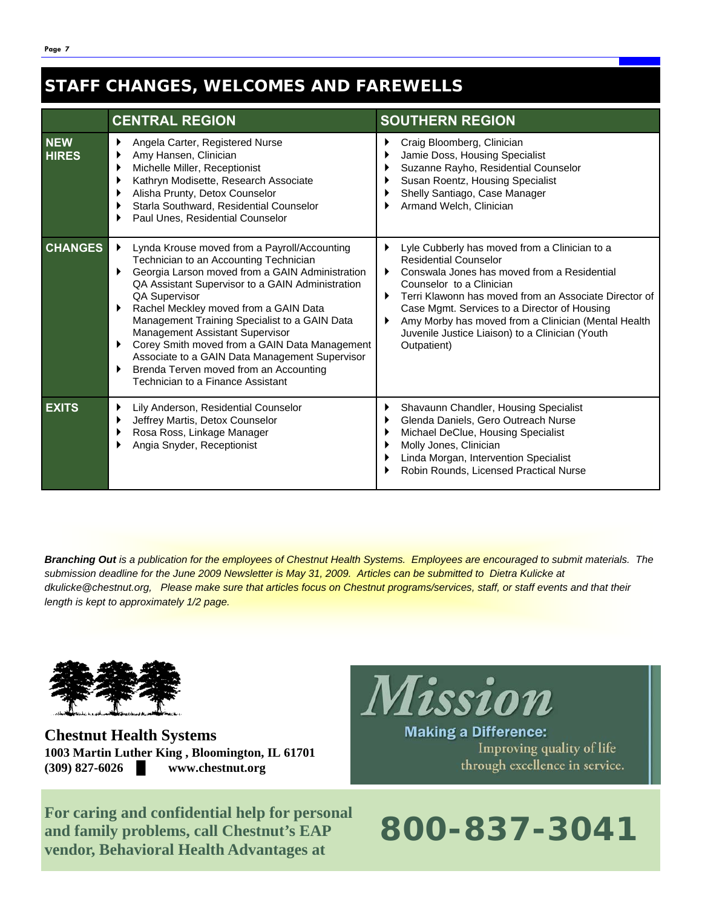## STAFF CHANGES, WELCOMES AND FAREWELLS

| | CENTRAL REGION | SOUTHERN REGION |
|---|---|---|
| **NEW HIRES** | • Angela Carter, Registered Nurse<br>• Amy Hansen, Clinician<br>• Michelle Miller, Receptionist<br>• Kathryn Modisette, Research Associate<br>• Alisha Prunty, Detox Counselor<br>• Starla Southward, Residential Counselor<br>• Paul Unes, Residential Counselor | • Craig Bloomberg, Clinician<br>• Jamie Doss, Housing Specialist<br>• Suzanne Rayho, Residential Counselor<br>• Susan Roentz, Housing Specialist<br>• Shelly Santiago, Case Manager<br>• Armand Welch, Clinician |
| **CHANGES** | • Lynda Krouse moved from a Payroll/Accounting Technician to an Accounting Technician<br>• Georgia Larson moved from a GAIN Administration QA Assistant Supervisor to a GAIN Administration QA Supervisor<br>• Rachel Meckley moved from a GAIN Data Management Training Specialist to a GAIN Data Management Assistant Supervisor<br>• Corey Smith moved from a GAIN Data Management Associate to a GAIN Data Management Supervisor<br>• Brenda Terven moved from an Accounting Technician to a Finance Assistant | • Lyle Cubberly has moved from a Clinician to a Residential Counselor<br>• Conswala Jones has moved from a Residential Counselor to a Clinician<br>• Terri Klawonn has moved from an Associate Director of Case Mgmt. Services to a Director of Housing<br>• Amy Morby has moved from a Clinician (Mental Health Juvenile Justice Liaison) to a Clinician (Youth Outpatient) |
| **EXITS** | • Lily Anderson, Residential Counselor<br>• Jeffrey Martis, Detox Counselor<br>• Rosa Ross, Linkage Manager<br>• Angia Snyder, Receptionist | • Shavaunn Chandler, Housing Specialist<br>• Glenda Daniels, Gero Outreach Nurse<br>• Michael DeClue, Housing Specialist<br>• Molly Jones, Clinician<br>• Linda Morgan, Intervention Specialist<br>• Robin Rounds, Licensed Practical Nurse |

***Branching Out** is a publication for the employees of Chestnut Health Systems. Employees are encouraged to submit materials. The submission deadline for the June 2009 Newsletter is May 31, 2009. Articles can be submitted to Dietra Kulicke at dkulicke@chestnut.org, Please make sure that articles focus on Chestnut programs/services, staff, or staff events and that their length is kept to approximately 1/2 page.*

**Chestnut Health Systems**
**1003 Martin Luther King , Bloomington, IL 61701**
**(309) 827-6026 | www.chestnut.org**

*Mission*

**Making a Difference:**
Improving quality of life through excellence in service.

**For caring and confidential help for personal and family problems, call Chestnut's EAP vendor, Behavioral Health Advantages at**

**800-837-3041**